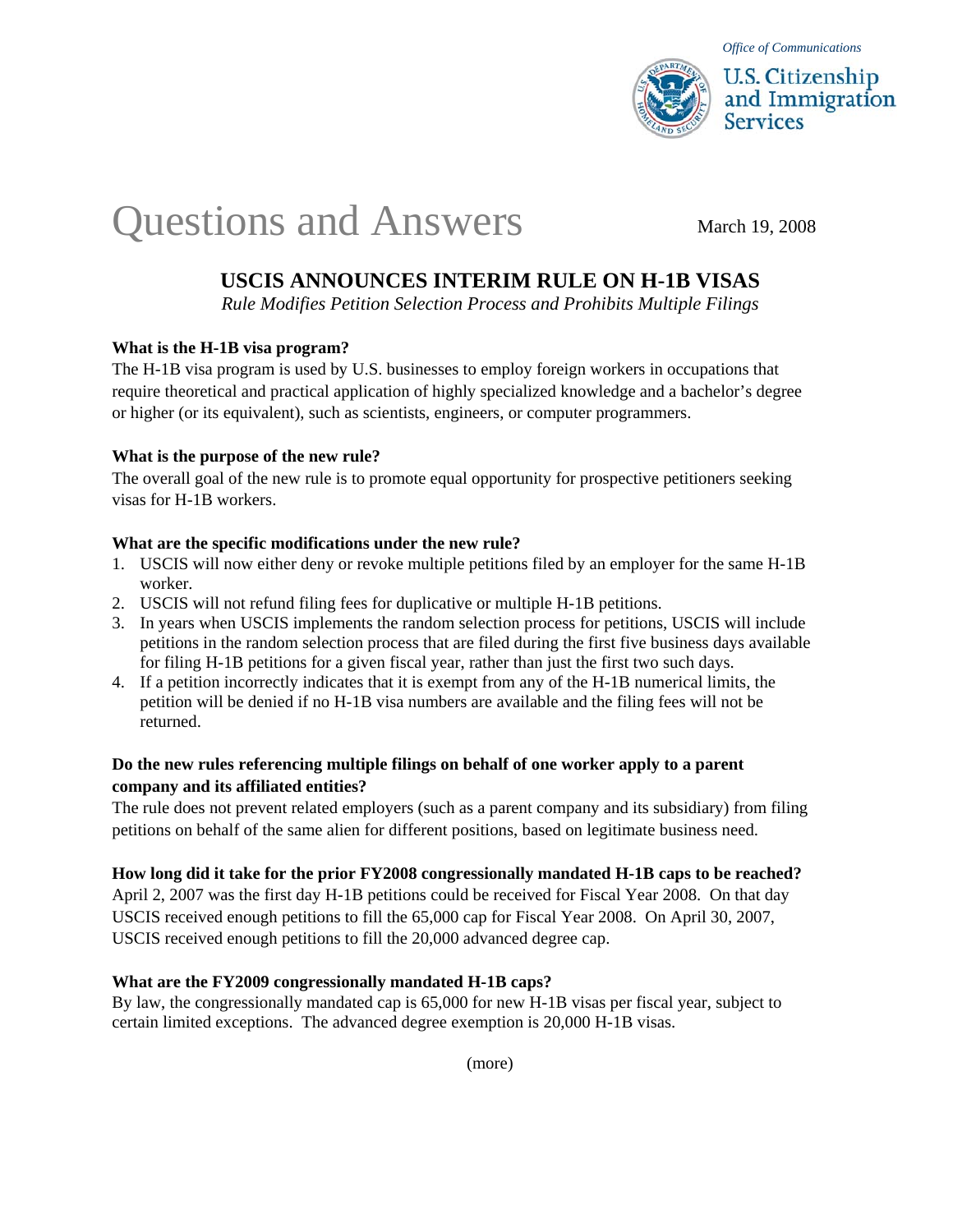Office of Communications

U.S. Citizenship and Immigration Services

# Questions and Answers

March 19, 2008

## USCIS ANNOUNCES INTERIM RULE ON H-1B VISAS

*Rule Modifies Petition Selection Process and Prohibits Multiple Filings*

**What is the H-1B visa program?**

The H-1B visa program is used by U.S. businesses to employ foreign workers in occupations that require theoretical and practical application of highly specialized knowledge and a bachelor's degree or higher (or its equivalent), such as scientists, engineers, or computer programmers.

**What is the purpose of the new rule?**

The overall goal of the new rule is to promote equal opportunity for prospective petitioners seeking visas for H-1B workers.

**What are the specific modifications under the new rule?**

1. USCIS will now either deny or revoke multiple petitions filed by an employer for the same H-1B worker.
2. USCIS will not refund filing fees for duplicative or multiple H-1B petitions.
3. In years when USCIS implements the random selection process for petitions, USCIS will include petitions in the random selection process that are filed during the first five business days available for filing H-1B petitions for a given fiscal year, rather than just the first two such days.
4. If a petition incorrectly indicates that it is exempt from any of the H-1B numerical limits, the petition will be denied if no H-1B visa numbers are available and the filing fees will not be returned.

**Do the new rules referencing multiple filings on behalf of one worker apply to a parent company and its affiliated entities?**

The rule does not prevent related employers (such as a parent company and its subsidiary) from filing petitions on behalf of the same alien for different positions, based on legitimate business need.

**How long did it take for the prior FY2008 congressionally mandated H-1B caps to be reached?**

April 2, 2007 was the first day H-1B petitions could be received for Fiscal Year 2008. On that day USCIS received enough petitions to fill the 65,000 cap for Fiscal Year 2008. On April 30, 2007, USCIS received enough petitions to fill the 20,000 advanced degree cap.

**What are the FY2009 congressionally mandated H-1B caps?**

By law, the congressionally mandated cap is 65,000 for new H-1B visas per fiscal year, subject to certain limited exceptions. The advanced degree exemption is 20,000 H-1B visas.

(more)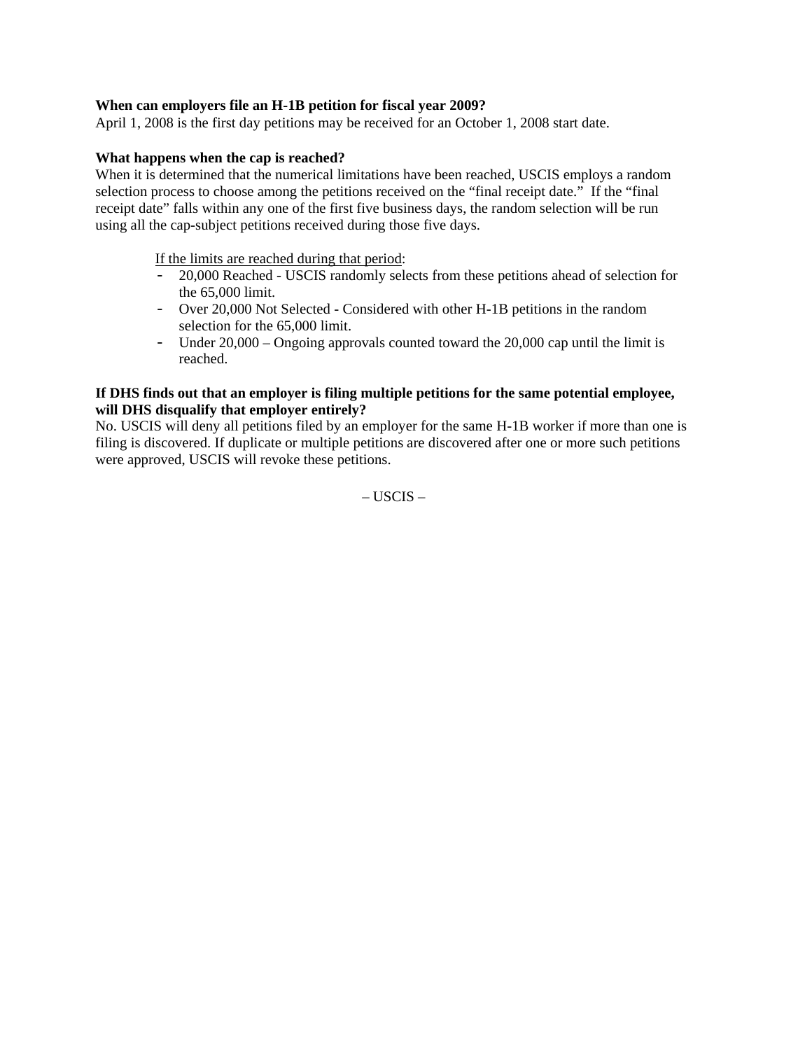**When can employers file an H-1B petition for fiscal year 2009?**
April 1, 2008 is the first day petitions may be received for an October 1, 2008 start date.

**What happens when the cap is reached?**
When it is determined that the numerical limitations have been reached, USCIS employs a random selection process to choose among the petitions received on the "final receipt date." If the "final receipt date" falls within any one of the first five business days, the random selection will be run using all the cap-subject petitions received during those five days.

<u>If the limits are reached during that period</u>:

- 20,000 Reached - USCIS randomly selects from these petitions ahead of selection for the 65,000 limit.
- Over 20,000 Not Selected - Considered with other H-1B petitions in the random selection for the 65,000 limit.
- Under 20,000 – Ongoing approvals counted toward the 20,000 cap until the limit is reached.

**If DHS finds out that an employer is filing multiple petitions for the same potential employee, will DHS disqualify that employer entirely?**
No. USCIS will deny all petitions filed by an employer for the same H-1B worker if more than one is filing is discovered. If duplicate or multiple petitions are discovered after one or more such petitions were approved, USCIS will revoke these petitions.

– USCIS –